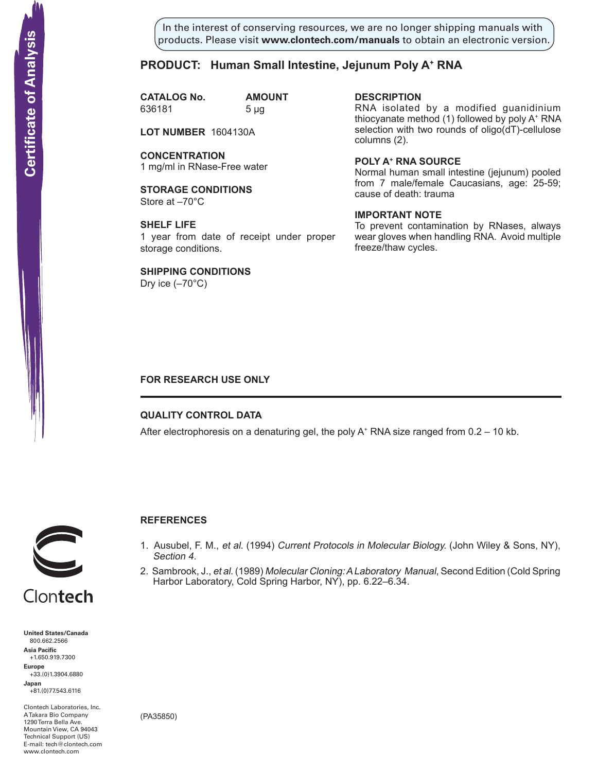Certificate of Analysis

In the interest of conserving resources, we are no longer shipping manuals with products. Please visit **www.clontech.com/manuals** to obtain an electronic version.

## PRODUCT: Human Small Intestine, Jejunum Poly A$^+$ RNA

| CATALOG No. | AMOUNT |
| --- | --- |
| 636181 | 5 µg |

**LOT NUMBER** 1604130A

**CONCENTRATION**
1 mg/ml in RNase-Free water

**STORAGE CONDITIONS**
Store at –70°C

**SHELF LIFE**
1 year from date of receipt under proper storage conditions.

**SHIPPING CONDITIONS**
Dry ice (–70°C)

**DESCRIPTION**
RNA isolated by a modified guanidinium thiocyanate method (1) followed by poly A$^+$ RNA selection with two rounds of oligo(dT)-cellulose columns (2).

**POLY A$^+$ RNA SOURCE**
Normal human small intestine (jejunum) pooled from 7 male/female Caucasians, age: 25-59; cause of death: trauma

**IMPORTANT NOTE**
To prevent contamination by RNases, always wear gloves when handling RNA. Avoid multiple freeze/thaw cycles.

**FOR RESEARCH USE ONLY**

---

### QUALITY CONTROL DATA

After electrophoresis on a denaturing gel, the poly A$^+$ RNA size ranged from 0.2 – 10 kb.

### REFERENCES

1. Ausubel, F. M., *et al.* (1994) *Current Protocols in Molecular Biology.* (John Wiley & Sons, NY), *Section 4.*
2. Sambrook, J., *et al.* (1989) *Molecular Cloning: A Laboratory Manual*, Second Edition (Cold Spring Harbor Laboratory, Cold Spring Harbor, NY), pp. 6.22–6.34.

Clontech

**United States/Canada**
800.662.2566
**Asia Pacific**
+1.650.919.7300
**Europe**
+33.(0)1.3904.6880
**Japan**
+81.(0)77.543.6116

Clontech Laboratories, Inc.
A Takara Bio Company
1290 Terra Bella Ave.
Mountain View, CA 94043
Technical Support (US)
E-mail: tech@clontech.com
www.clontech.com

(PA35850)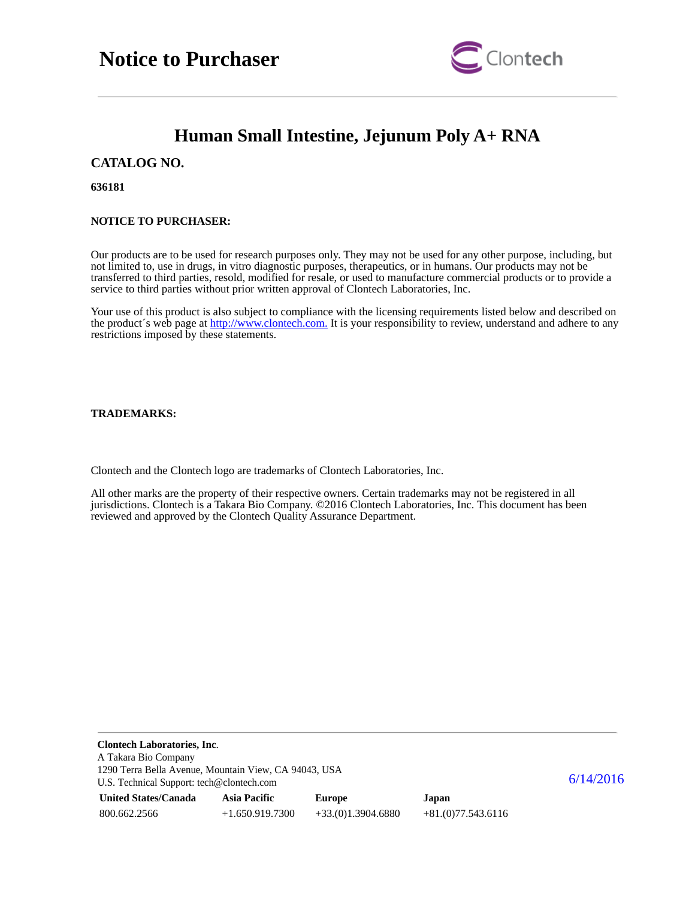# Notice to Purchaser

## Human Small Intestine, Jejunum Poly A+ RNA

### CATALOG NO.

**636181**

**NOTICE TO PURCHASER:**

Our products are to be used for research purposes only. They may not be used for any other purpose, including, but not limited to, use in drugs, in vitro diagnostic purposes, therapeutics, or in humans. Our products may not be transferred to third parties, resold, modified for resale, or used to manufacture commercial products or to provide a service to third parties without prior written approval of Clontech Laboratories, Inc.

Your use of this product is also subject to compliance with the licensing requirements listed below and described on the product´s web page at http://www.clontech.com. It is your responsibility to review, understand and adhere to any restrictions imposed by these statements.

**TRADEMARKS:**

Clontech and the Clontech logo are trademarks of Clontech Laboratories, Inc.

All other marks are the property of their respective owners. Certain trademarks may not be registered in all jurisdictions. Clontech is a Takara Bio Company. ©2016 Clontech Laboratories, Inc. This document has been reviewed and approved by the Clontech Quality Assurance Department.

**Clontech Laboratories, Inc.**
A Takara Bio Company
1290 Terra Bella Avenue, Mountain View, CA 94043, USA
U.S. Technical Support: tech@clontech.com

| United States/Canada | Asia Pacific | Europe | Japan |
|---|---|---|---|
| 800.662.2566 | +1.650.919.7300 | +33.(0)1.3904.6880 | +81.(0)77.543.6116 |

6/14/2016